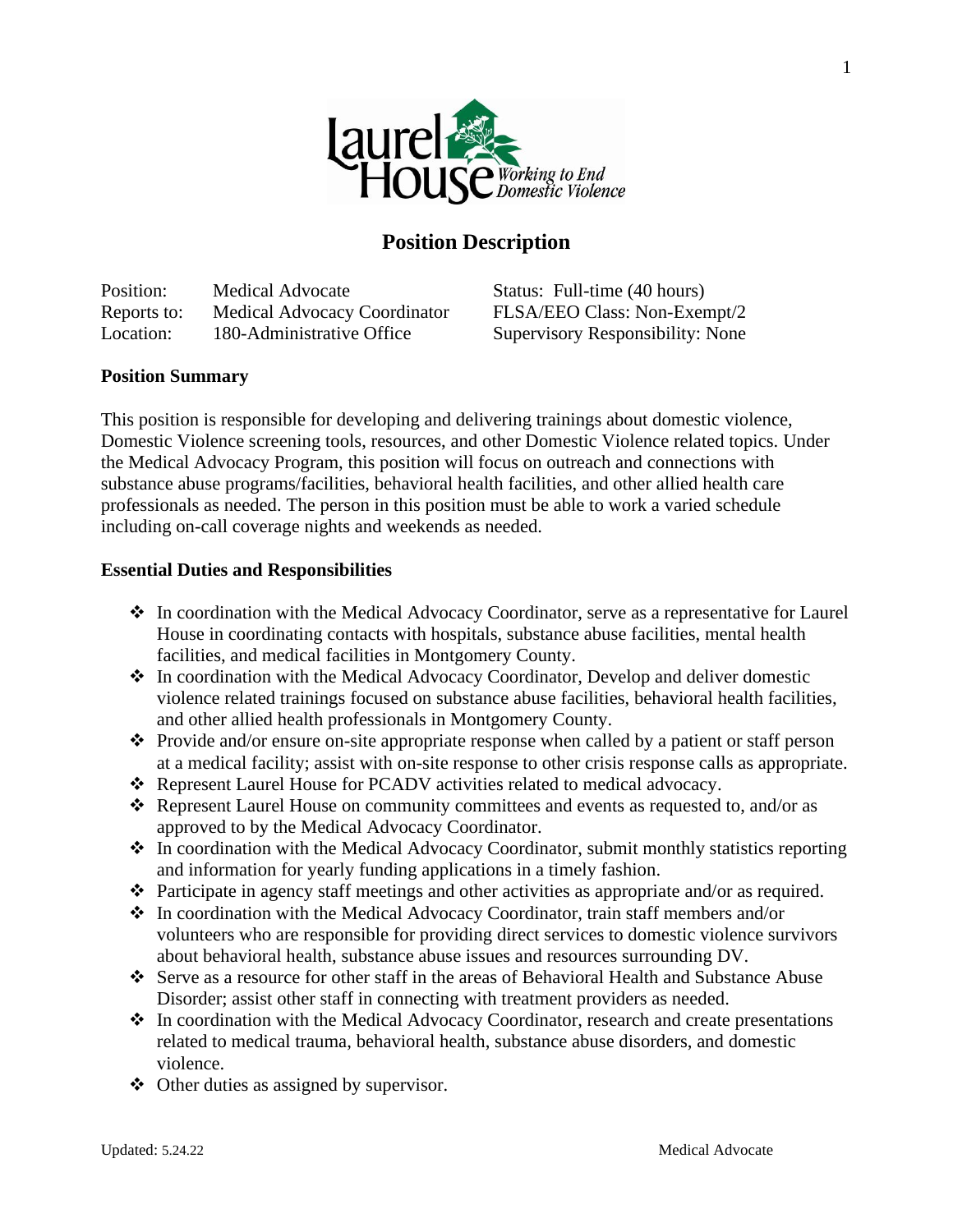# Position Description

| | | |
|---|---|---|
| Position: | Medical Advocate | Status: Full-time (40 hours) |
| Reports to: | Medical Advocacy Coordinator | FLSA/EEO Class: Non-Exempt/2 |
| Location: | 180-Administrative Office | Supervisory Responsibility: None |

**Position Summary**

This position is responsible for developing and delivering trainings about domestic violence, Domestic Violence screening tools, resources, and other Domestic Violence related topics. Under the Medical Advocacy Program, this position will focus on outreach and connections with substance abuse programs/facilities, behavioral health facilities, and other allied health care professionals as needed. The person in this position must be able to work a varied schedule including on-call coverage nights and weekends as needed.

**Essential Duties and Responsibilities**

- In coordination with the Medical Advocacy Coordinator, serve as a representative for Laurel House in coordinating contacts with hospitals, substance abuse facilities, mental health facilities, and medical facilities in Montgomery County.
- In coordination with the Medical Advocacy Coordinator, Develop and deliver domestic violence related trainings focused on substance abuse facilities, behavioral health facilities, and other allied health professionals in Montgomery County.
- Provide and/or ensure on-site appropriate response when called by a patient or staff person at a medical facility; assist with on-site response to other crisis response calls as appropriate.
- Represent Laurel House for PCADV activities related to medical advocacy.
- Represent Laurel House on community committees and events as requested to, and/or as approved to by the Medical Advocacy Coordinator.
- In coordination with the Medical Advocacy Coordinator, submit monthly statistics reporting and information for yearly funding applications in a timely fashion.
- Participate in agency staff meetings and other activities as appropriate and/or as required.
- In coordination with the Medical Advocacy Coordinator, train staff members and/or volunteers who are responsible for providing direct services to domestic violence survivors about behavioral health, substance abuse issues and resources surrounding DV.
- Serve as a resource for other staff in the areas of Behavioral Health and Substance Abuse Disorder; assist other staff in connecting with treatment providers as needed.
- In coordination with the Medical Advocacy Coordinator, research and create presentations related to medical trauma, behavioral health, substance abuse disorders, and domestic violence.
- Other duties as assigned by supervisor.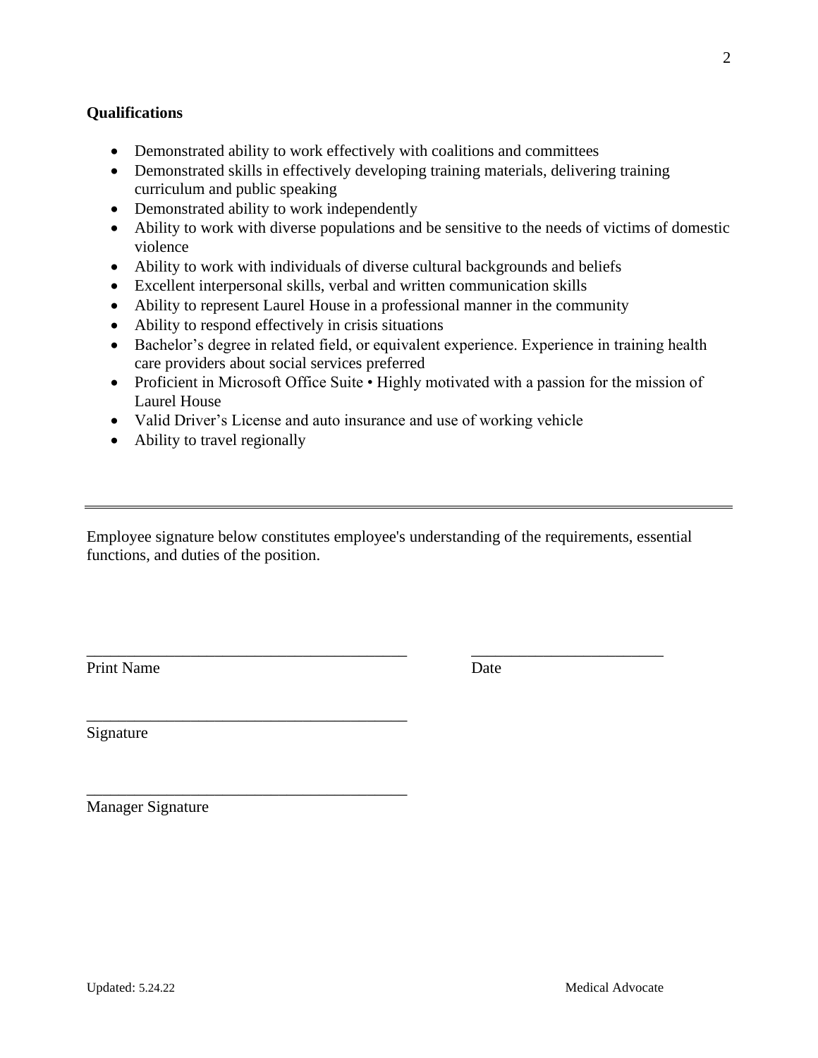**Qualifications**

- Demonstrated ability to work effectively with coalitions and committees
- Demonstrated skills in effectively developing training materials, delivering training curriculum and public speaking
- Demonstrated ability to work independently
- Ability to work with diverse populations and be sensitive to the needs of victims of domestic violence
- Ability to work with individuals of diverse cultural backgrounds and beliefs
- Excellent interpersonal skills, verbal and written communication skills
- Ability to represent Laurel House in a professional manner in the community
- Ability to respond effectively in crisis situations
- Bachelor's degree in related field, or equivalent experience. Experience in training health care providers about social services preferred
- Proficient in Microsoft Office Suite • Highly motivated with a passion for the mission of Laurel House
- Valid Driver's License and auto insurance and use of working vehicle
- Ability to travel regionally

---

Employee signature below constitutes employee's understanding of the requirements, essential functions, and duties of the position.

\_\_\_\_\_\_\_\_\_\_\_\_\_\_\_\_\_\_\_\_\_\_\_\_\_\_\_\_\_\_\_\_\_\_\_\_\_\_\_\_ \_\_\_\_\_\_\_\_\_\_\_\_\_\_\_\_\_\_\_\_\_\_\_\_

Print Name Date

\_\_\_\_\_\_\_\_\_\_\_\_\_\_\_\_\_\_\_\_\_\_\_\_\_\_\_\_\_\_\_\_\_\_\_\_\_\_\_\_

Signature

\_\_\_\_\_\_\_\_\_\_\_\_\_\_\_\_\_\_\_\_\_\_\_\_\_\_\_\_\_\_\_\_\_\_\_\_\_\_\_\_

Manager Signature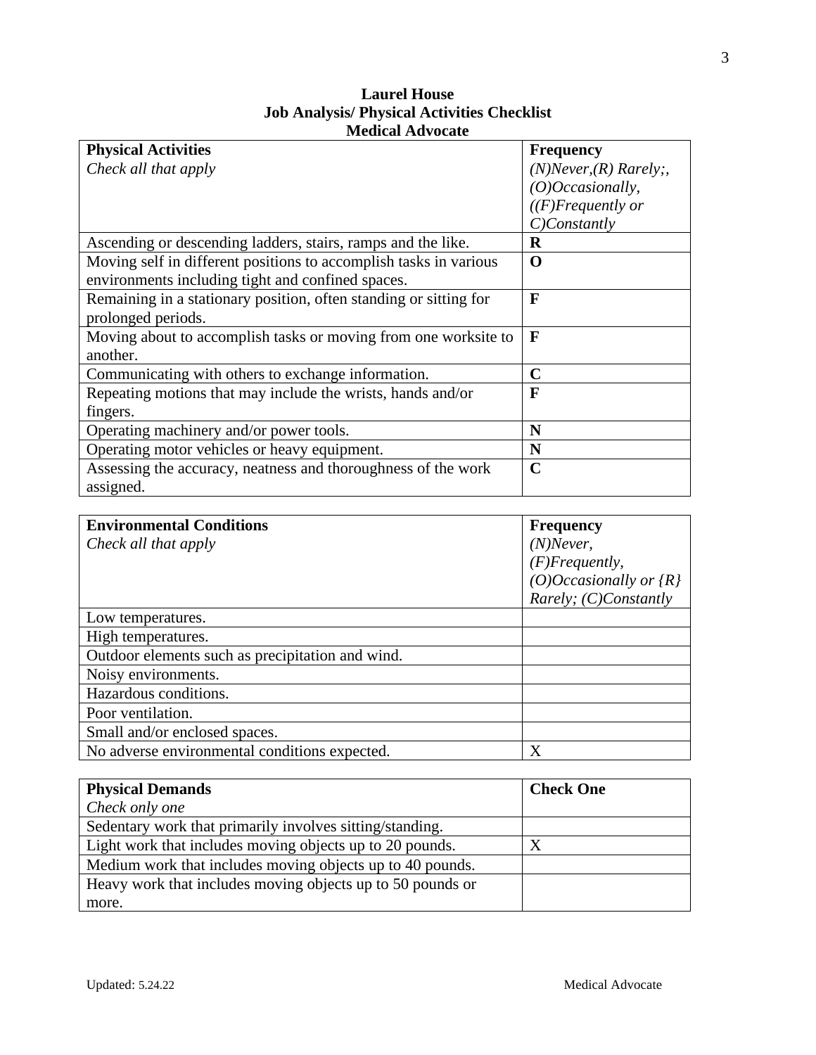**Laurel House**
**Job Analysis/ Physical Activities Checklist**
**Medical Advocate**

| **Physical Activities**<br>*Check all that apply* | **Frequency**<br>*(N)Never,(R) Rarely;, (O)Occasionally, ((F)Frequently or C)Constantly* |
|---|---|
| Ascending or descending ladders, stairs, ramps and the like. | **R** |
| Moving self in different positions to accomplish tasks in various environments including tight and confined spaces. | **O** |
| Remaining in a stationary position, often standing or sitting for prolonged periods. | **F** |
| Moving about to accomplish tasks or moving from one worksite to another. | **F** |
| Communicating with others to exchange information. | **C** |
| Repeating motions that may include the wrists, hands and/or fingers. | **F** |
| Operating machinery and/or power tools. | **N** |
| Operating motor vehicles or heavy equipment. | **N** |
| Assessing the accuracy, neatness and thoroughness of the work assigned. | **C** |

| **Environmental Conditions**<br>*Check all that apply* | **Frequency**<br>*(N)Never, (F)Frequently, (O)Occasionally or {R} Rarely; (C)Constantly* |
|---|---|
| Low temperatures. | |
| High temperatures. | |
| Outdoor elements such as precipitation and wind. | |
| Noisy environments. | |
| Hazardous conditions. | |
| Poor ventilation. | |
| Small and/or enclosed spaces. | |
| No adverse environmental conditions expected. | X |

| **Physical Demands**<br>*Check only one* | **Check One** |
|---|---|
| Sedentary work that primarily involves sitting/standing. | |
| Light work that includes moving objects up to 20 pounds. | X |
| Medium work that includes moving objects up to 40 pounds. | |
| Heavy work that includes moving objects up to 50 pounds or more. | |

Updated: 5.24.22